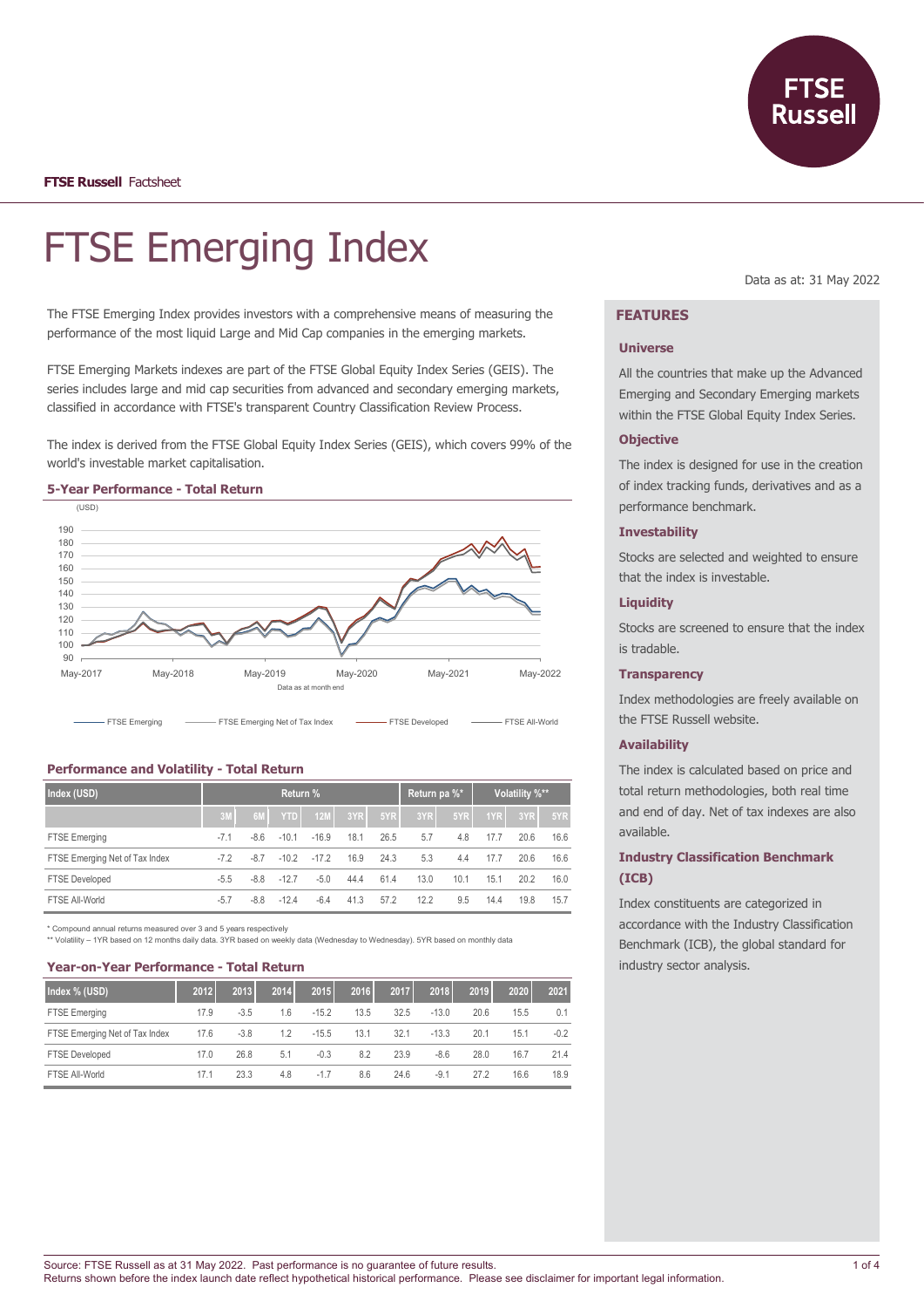**FTSE Russell** Factsheet

# FTSE Emerging Index

Data as at: 31 May 2022

The FTSE Emerging Index provides investors with a comprehensive means of measuring the performance of the most liquid Large and Mid Cap companies in the emerging markets.

FTSE Emerging Markets indexes are part of the FTSE Global Equity Index Series (GEIS). The series includes large and mid cap securities from advanced and secondary emerging markets, classified in accordance with FTSE's transparent Country Classification Review Process.

The index is derived from the FTSE Global Equity Index Series (GEIS), which covers 99% of the world's investable market capitalisation.

### 5-Year Performance - Total Return

(USD)

Data as at month end

FTSE Emerging — FTSE Emerging Net of Tax Index — FTSE Developed — FTSE All-World

### Performance and Volatility - Total Return

| Index (USD) | Return % | | | | | | Return pa %* | | Volatility %** | | |
|---|---|---|---|---|---|---|---|---|---|---|---|
| | 3M | 6M | YTD | 12M | 3YR | 5YR | 3YR | 5YR | 1YR | 3YR | 5YR |
| FTSE Emerging | -7.1 | -8.6 | -10.1 | -16.9 | 18.1 | 26.5 | 5.7 | 4.8 | 17.7 | 20.6 | 16.6 |
| FTSE Emerging Net of Tax Index | -7.2 | -8.7 | -10.2 | -17.2 | 16.9 | 24.3 | 5.3 | 4.4 | 17.7 | 20.6 | 16.6 |
| FTSE Developed | -5.5 | -8.8 | -12.7 | -5.0 | 44.4 | 61.4 | 13.0 | 10.1 | 15.1 | 20.2 | 16.0 |
| FTSE All-World | -5.7 | -8.8 | -12.4 | -6.4 | 41.3 | 57.2 | 12.2 | 9.5 | 14.4 | 19.8 | 15.7 |

\* Compound annual returns measured over 3 and 5 years respectively
\*\* Volatility – 1YR based on 12 months daily data. 3YR based on weekly data (Wednesday to Wednesday). 5YR based on monthly data

### Year-on-Year Performance - Total Return

| Index % (USD) | 2012 | 2013 | 2014 | 2015 | 2016 | 2017 | 2018 | 2019 | 2020 | 2021 |
|---|---|---|---|---|---|---|---|---|---|---|
| FTSE Emerging | 17.9 | -3.5 | 1.6 | -15.2 | 13.5 | 32.5 | -13.0 | 20.6 | 15.5 | 0.1 |
| FTSE Emerging Net of Tax Index | 17.6 | -3.8 | 1.2 | -15.5 | 13.1 | 32.1 | -13.3 | 20.1 | 15.1 | -0.2 |
| FTSE Developed | 17.0 | 26.8 | 5.1 | -0.3 | 8.2 | 23.9 | -8.6 | 28.0 | 16.7 | 21.4 |
| FTSE All-World | 17.1 | 23.3 | 4.8 | -1.7 | 8.6 | 24.6 | -9.1 | 27.2 | 16.6 | 18.9 |

## FEATURES

### Universe

All the countries that make up the Advanced Emerging and Secondary Emerging markets within the FTSE Global Equity Index Series.

### Objective

The index is designed for use in the creation of index tracking funds, derivatives and as a performance benchmark.

### Investability

Stocks are selected and weighted to ensure that the index is investable.

### Liquidity

Stocks are screened to ensure that the index is tradable.

### Transparency

Index methodologies are freely available on the FTSE Russell website.

### Availability

The index is calculated based on price and total return methodologies, both real time and end of day. Net of tax indexes are also available.

### Industry Classification Benchmark (ICB)

Index constituents are categorized in accordance with the Industry Classification Benchmark (ICB), the global standard for industry sector analysis.

Source: FTSE Russell as at 31 May 2022. Past performance is no guarantee of future results.
Returns shown before the index launch date reflect hypothetical historical performance. Please see disclaimer for important legal information.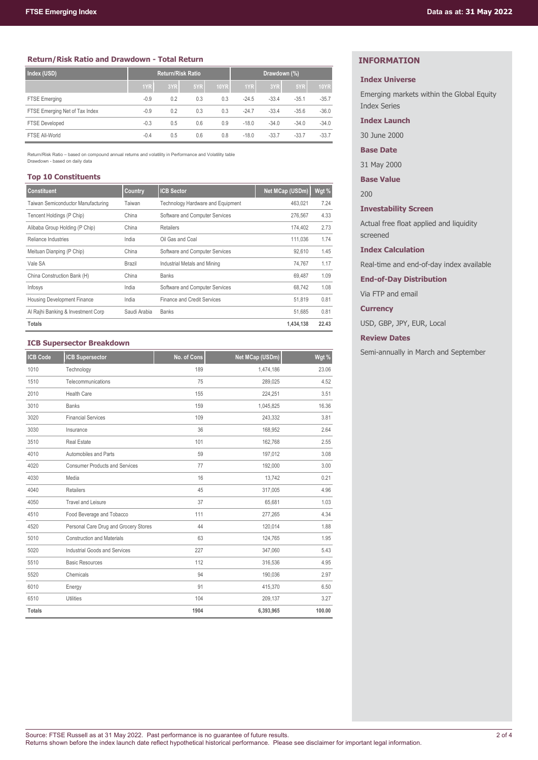## Return/Risk Ratio and Drawdown - Total Return

| Index (USD) | Return/Risk Ratio | | | | Drawdown (%) | | | |
|---|---|---|---|---|---|---|---|---|
| | 1YR | 3YR | 5YR | 10YR | 1YR | 3YR | 5YR | 10YR |
| FTSE Emerging | -0.9 | 0.2 | 0.3 | 0.3 | -24.5 | -33.4 | -35.1 | -35.7 |
| FTSE Emerging Net of Tax Index | -0.9 | 0.2 | 0.3 | 0.3 | -24.7 | -33.4 | -35.6 | -36.0 |
| FTSE Developed | -0.3 | 0.5 | 0.6 | 0.9 | -18.0 | -34.0 | -34.0 | -34.0 |
| FTSE All-World | -0.4 | 0.5 | 0.6 | 0.8 | -18.0 | -33.7 | -33.7 | -33.7 |

Return/Risk Ratio – based on compound annual returns and volatility in Performance and Volatility table
Drawdown - based on daily data

## Top 10 Constituents

| Constituent | Country | ICB Sector | Net MCap (USDm) | Wgt % |
|---|---|---|---|---|
| Taiwan Semiconductor Manufacturing | Taiwan | Technology Hardware and Equipment | 463,021 | 7.24 |
| Tencent Holdings (P Chip) | China | Software and Computer Services | 276,567 | 4.33 |
| Alibaba Group Holding (P Chip) | China | Retailers | 174,402 | 2.73 |
| Reliance Industries | India | Oil Gas and Coal | 111,036 | 1.74 |
| Meituan Dianping (P Chip) | China | Software and Computer Services | 92,610 | 1.45 |
| Vale SA | Brazil | Industrial Metals and Mining | 74,767 | 1.17 |
| China Construction Bank (H) | China | Banks | 69,487 | 1.09 |
| Infosys | India | Software and Computer Services | 68,742 | 1.08 |
| Housing Development Finance | India | Finance and Credit Services | 51,819 | 0.81 |
| Al Rajhi Banking & Investment Corp | Saudi Arabia | Banks | 51,685 | 0.81 |
| **Totals** | | | **1,434,138** | **22.43** |

## ICB Supersector Breakdown

| ICB Code | ICB Supersector | No. of Cons | Net MCap (USDm) | Wgt % |
|---|---|---|---|---|
| 1010 | Technology | 189 | 1,474,186 | 23.06 |
| 1510 | Telecommunications | 75 | 289,025 | 4.52 |
| 2010 | Health Care | 155 | 224,251 | 3.51 |
| 3010 | Banks | 159 | 1,045,825 | 16.36 |
| 3020 | Financial Services | 109 | 243,332 | 3.81 |
| 3030 | Insurance | 36 | 168,952 | 2.64 |
| 3510 | Real Estate | 101 | 162,768 | 2.55 |
| 4010 | Automobiles and Parts | 59 | 197,012 | 3.08 |
| 4020 | Consumer Products and Services | 77 | 192,000 | 3.00 |
| 4030 | Media | 16 | 13,742 | 0.21 |
| 4040 | Retailers | 45 | 317,005 | 4.96 |
| 4050 | Travel and Leisure | 37 | 65,681 | 1.03 |
| 4510 | Food Beverage and Tobacco | 111 | 277,265 | 4.34 |
| 4520 | Personal Care Drug and Grocery Stores | 44 | 120,014 | 1.88 |
| 5010 | Construction and Materials | 63 | 124,765 | 1.95 |
| 5020 | Industrial Goods and Services | 227 | 347,060 | 5.43 |
| 5510 | Basic Resources | 112 | 316,536 | 4.95 |
| 5520 | Chemicals | 94 | 190,036 | 2.97 |
| 6010 | Energy | 91 | 415,370 | 6.50 |
| 6510 | Utilities | 104 | 209,137 | 3.27 |
| **Totals** | | **1904** | **6,393,965** | **100.00** |

## INFORMATION

**Index Universe**

Emerging markets within the Global Equity Index Series

**Index Launch**

30 June 2000

**Base Date**

31 May 2000

**Base Value**

200

**Investability Screen**

Actual free float applied and liquidity screened

**Index Calculation**

Real-time and end-of-day index available

**End-of-Day Distribution**

Via FTP and email

**Currency**

USD, GBP, JPY, EUR, Local

**Review Dates**

Semi-annually in March and September

Source: FTSE Russell as at 31 May 2022. Past performance is no guarantee of future results.
Returns shown before the index launch date reflect hypothetical historical performance. Please see disclaimer for important legal information.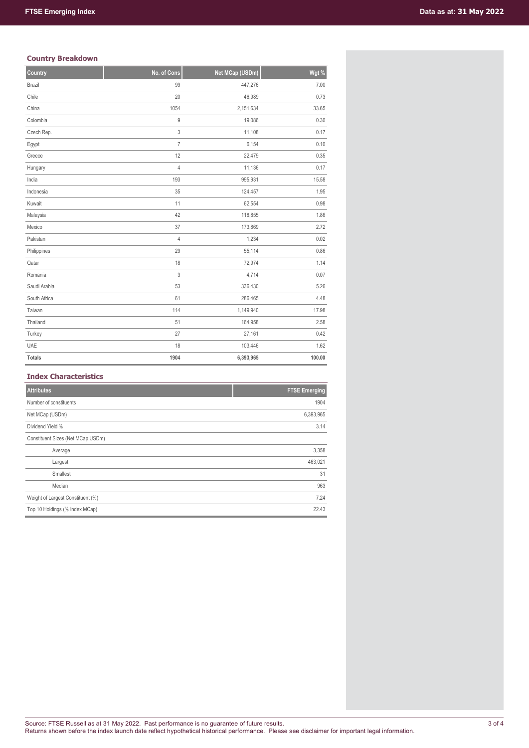## Country Breakdown

| Country | No. of Cons | Net MCap (USDm) | Wgt % |
|---|---|---|---|
| Brazil | 99 | 447,276 | 7.00 |
| Chile | 20 | 46,989 | 0.73 |
| China | 1054 | 2,151,634 | 33.65 |
| Colombia | 9 | 19,086 | 0.30 |
| Czech Rep. | 3 | 11,108 | 0.17 |
| Egypt | 7 | 6,154 | 0.10 |
| Greece | 12 | 22,479 | 0.35 |
| Hungary | 4 | 11,136 | 0.17 |
| India | 193 | 995,931 | 15.58 |
| Indonesia | 35 | 124,457 | 1.95 |
| Kuwait | 11 | 62,554 | 0.98 |
| Malaysia | 42 | 118,855 | 1.86 |
| Mexico | 37 | 173,869 | 2.72 |
| Pakistan | 4 | 1,234 | 0.02 |
| Philippines | 29 | 55,114 | 0.86 |
| Qatar | 18 | 72,974 | 1.14 |
| Romania | 3 | 4,714 | 0.07 |
| Saudi Arabia | 53 | 336,430 | 5.26 |
| South Africa | 61 | 286,465 | 4.48 |
| Taiwan | 114 | 1,149,940 | 17.98 |
| Thailand | 51 | 164,958 | 2.58 |
| Turkey | 27 | 27,161 | 0.42 |
| UAE | 18 | 103,446 | 1.62 |
| **Totals** | **1904** | **6,393,965** | **100.00** |

## Index Characteristics

| Attributes | FTSE Emerging |
|---|---|
| Number of constituents | 1904 |
| Net MCap (USDm) | 6,393,965 |
| Dividend Yield % | 3.14 |
| Constituent Sizes (Net MCap USDm) | |
| Average | 3,358 |
| Largest | 463,021 |
| Smallest | 31 |
| Median | 963 |
| Weight of Largest Constituent (%) | 7.24 |
| Top 10 Holdings (% Index MCap) | 22.43 |

Source: FTSE Russell as at 31 May 2022. Past performance is no guarantee of future results.
Returns shown before the index launch date reflect hypothetical historical performance. Please see disclaimer for important legal information.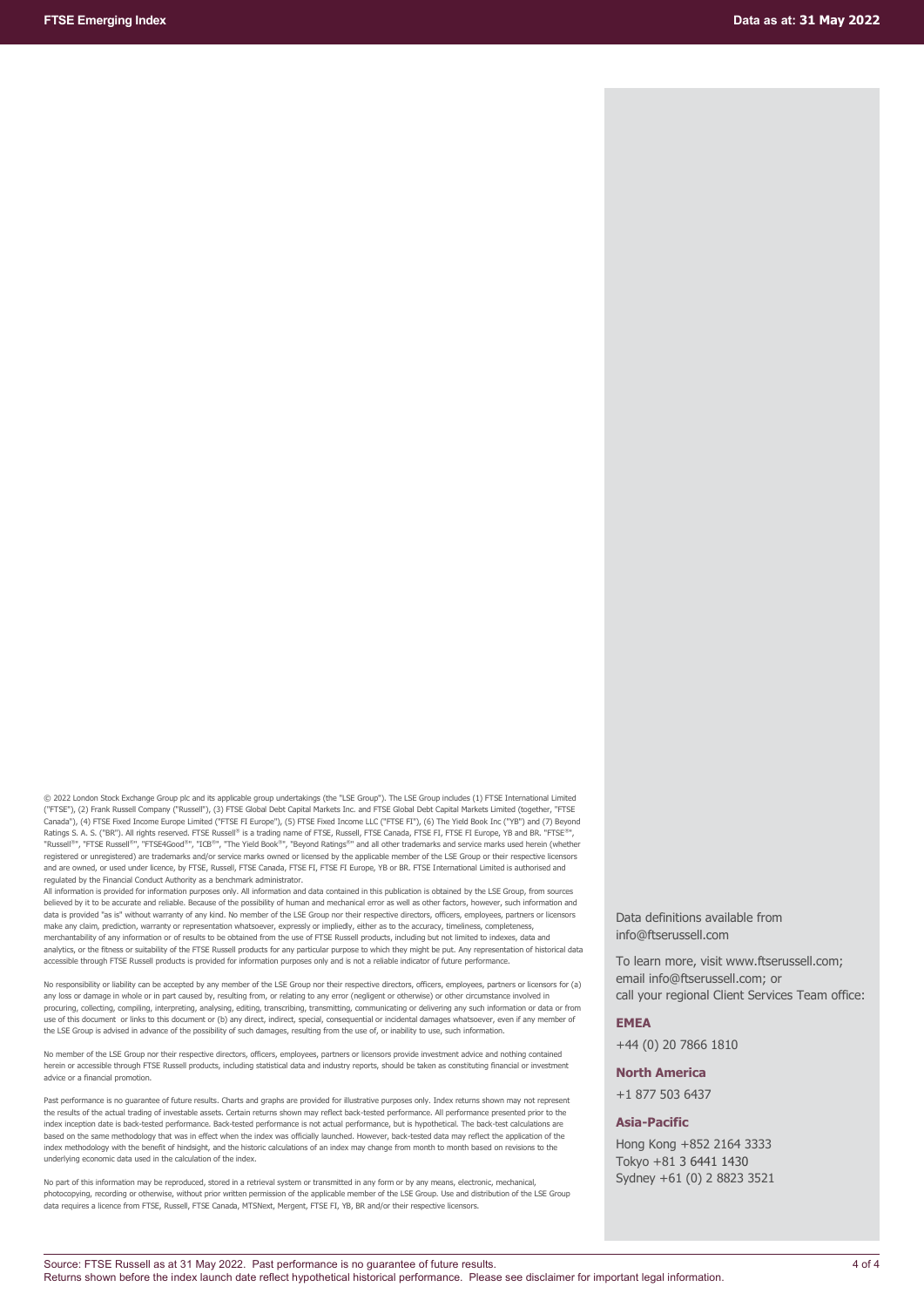© 2022 London Stock Exchange Group plc and its applicable group undertakings (the "LSE Group"). The LSE Group includes (1) FTSE International Limited ("FTSE"), (2) Frank Russell Company ("Russell"), (3) FTSE Global Debt Capital Markets Inc. and FTSE Global Debt Capital Markets Limited (together, "FTSE Canada"), (4) FTSE Fixed Income Europe Limited ("FTSE FI Europe"), (5) FTSE Fixed Income LLC ("FTSE FI"), (6) The Yield Book Inc ("YB") and (7) Beyond Ratings S. A. S. ("BR"). All rights reserved. FTSE Russell® is a trading name of FTSE, Russell, FTSE Canada, FTSE FI, FTSE FI Europe, YB and BR. "FTSE®", "Russell®", "FTSE Russell®", "FTSE4Good®", "ICB®", "The Yield Book®", "Beyond Ratings®" and all other trademarks and service marks used herein (whether registered or unregistered) are trademarks and/or service marks owned or licensed by the applicable member of the LSE Group or their respective licensors and are owned, or used under licence, by FTSE, Russell, FTSE Canada, FTSE FI, FTSE FI Europe, YB or BR. FTSE International Limited is authorised and regulated by the Financial Conduct Authority as a benchmark administrator.

All information is provided for information purposes only. All information and data contained in this publication is obtained by the LSE Group, from sources believed by it to be accurate and reliable. Because of the possibility of human and mechanical error as well as other factors, however, such information and data is provided "as is" without warranty of any kind. No member of the LSE Group nor their respective directors, officers, employees, partners or licensors make any claim, prediction, warranty or representation whatsoever, expressly or impliedly, either as to the accuracy, timeliness, completeness, merchantability of any information or of results to be obtained from the use of FTSE Russell products, including but not limited to indexes, data and analytics, or the fitness or suitability of the FTSE Russell products for any particular purpose to which they might be put. Any representation of historical data accessible through FTSE Russell products is provided for information purposes only and is not a reliable indicator of future performance.

No responsibility or liability can be accepted by any member of the LSE Group nor their respective directors, officers, employees, partners or licensors for (a) any loss or damage in whole or in part caused by, resulting from, or relating to any error (negligent or otherwise) or other circumstance involved in procuring, collecting, compiling, interpreting, analysing, editing, transcribing, transmitting, communicating or delivering any such information or data or from use of this document or links to this document or (b) any direct, indirect, special, consequential or incidental damages whatsoever, even if any member of the LSE Group is advised in advance of the possibility of such damages, resulting from the use of, or inability to use, such information.

No member of the LSE Group nor their respective directors, officers, employees, partners or licensors provide investment advice and nothing contained herein or accessible through FTSE Russell products, including statistical data and industry reports, should be taken as constituting financial or investment advice or a financial promotion.

Past performance is no guarantee of future results. Charts and graphs are provided for illustrative purposes only. Index returns shown may not represent the results of the actual trading of investable assets. Certain returns shown may reflect back-tested performance. All performance presented prior to the index inception date is back-tested performance. Back-tested performance is not actual performance, but is hypothetical. The back-test calculations are based on the same methodology that was in effect when the index was officially launched. However, back-tested data may reflect the application of the index methodology with the benefit of hindsight, and the historic calculations of an index may change from month to month based on revisions to the underlying economic data used in the calculation of the index.

No part of this information may be reproduced, stored in a retrieval system or transmitted in any form or by any means, electronic, mechanical, photocopying, recording or otherwise, without prior written permission of the applicable member of the LSE Group. Use and distribution of the LSE Group data requires a licence from FTSE, Russell, FTSE Canada, MTSNext, Mergent, FTSE FI, YB, BR and/or their respective licensors.

Data definitions available from info@ftserussell.com

To learn more, visit www.ftserussell.com; email info@ftserussell.com; or call your regional Client Services Team office:

**EMEA**

+44 (0) 20 7866 1810

**North America**

+1 877 503 6437

**Asia-Pacific**

Hong Kong +852 2164 3333
Tokyo +81 3 6441 1430
Sydney +61 (0) 2 8823 3521

Source: FTSE Russell as at 31 May 2022. Past performance is no guarantee of future results.
Returns shown before the index launch date reflect hypothetical historical performance. Please see disclaimer for important legal information.